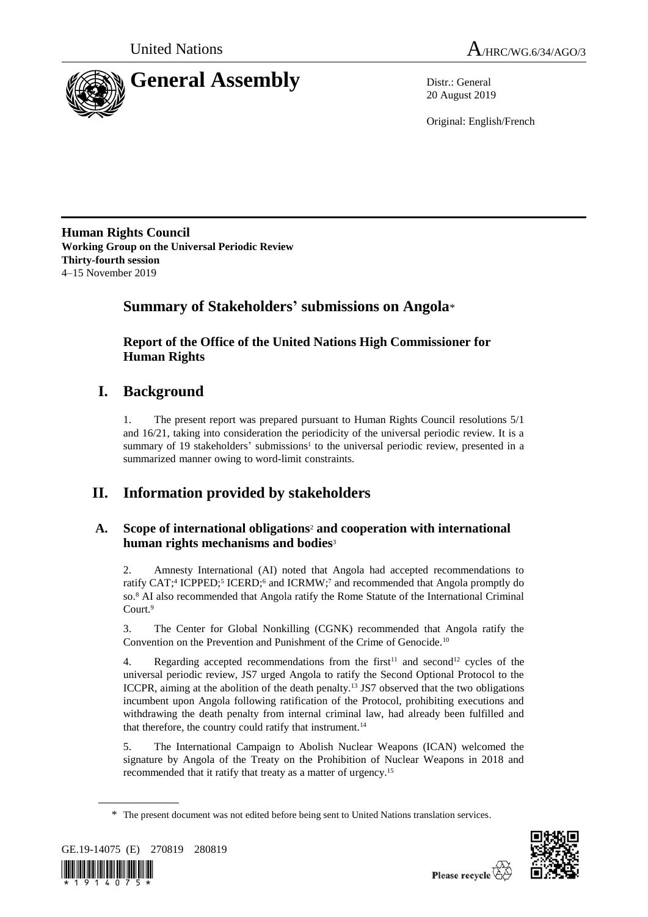United Nations

# A/HRC/WG.6/34/AGO/3

# General Assembly

Distr.: General
20 August 2019

Original: English/French

**Human Rights Council**
**Working Group on the Universal Periodic Review**
**Thirty-fourth session**
4–15 November 2019

## Summary of Stakeholders' submissions on Angola*

### Report of the Office of the United Nations High Commissioner for Human Rights

## I. Background

1. The present report was prepared pursuant to Human Rights Council resolutions 5/1 and 16/21, taking into consideration the periodicity of the universal periodic review. It is a summary of 19 stakeholders' submissions[1] to the universal periodic review, presented in a summarized manner owing to word-limit constraints.

## II. Information provided by stakeholders

### A. Scope of international obligations[2] and cooperation with international human rights mechanisms and bodies[3]

2. Amnesty International (AI) noted that Angola had accepted recommendations to ratify CAT;[4] ICPPED;[5] ICERD;[6] and ICRMW;[7] and recommended that Angola promptly do so.[8] AI also recommended that Angola ratify the Rome Statute of the International Criminal Court.[9]

3. The Center for Global Nonkilling (CGNK) recommended that Angola ratify the Convention on the Prevention and Punishment of the Crime of Genocide.[10]

4. Regarding accepted recommendations from the first[11] and second[12] cycles of the universal periodic review, JS7 urged Angola to ratify the Second Optional Protocol to the ICCPR, aiming at the abolition of the death penalty.[13] JS7 observed that the two obligations incumbent upon Angola following ratification of the Protocol, prohibiting executions and withdrawing the death penalty from internal criminal law, had already been fulfilled and that therefore, the country could ratify that instrument.[14]

5. The International Campaign to Abolish Nuclear Weapons (ICAN) welcomed the signature by Angola of the Treaty on the Prohibition of Nuclear Weapons in 2018 and recommended that it ratify that treaty as a matter of urgency.[15]

* The present document was not edited before being sent to United Nations translation services.

GE.19-14075 (E) 270819 280819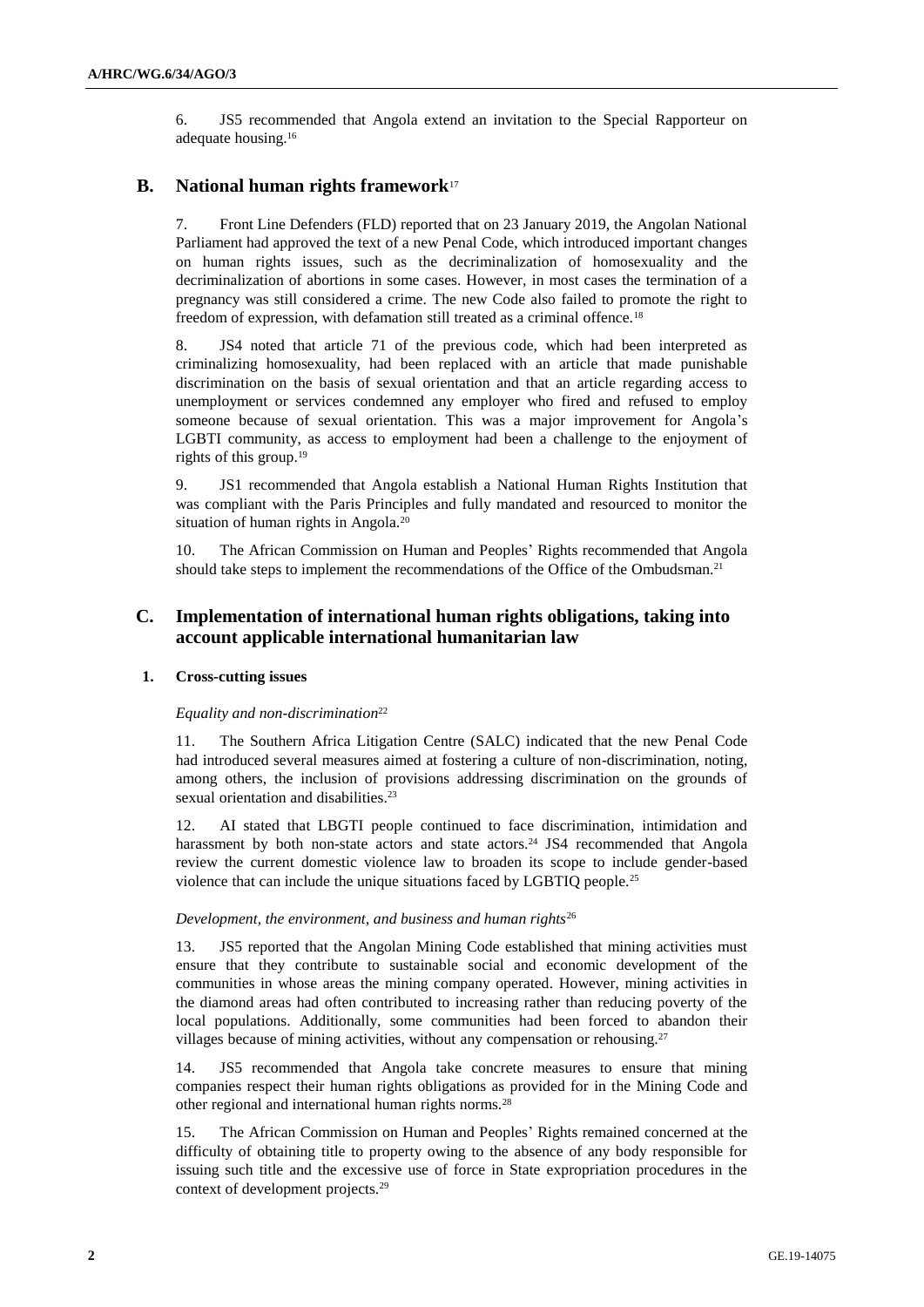6. JS5 recommended that Angola extend an invitation to the Special Rapporteur on adequate housing.[16]

## B. National human rights framework[17]

7. Front Line Defenders (FLD) reported that on 23 January 2019, the Angolan National Parliament had approved the text of a new Penal Code, which introduced important changes on human rights issues, such as the decriminalization of homosexuality and the decriminalization of abortions in some cases. However, in most cases the termination of a pregnancy was still considered a crime. The new Code also failed to promote the right to freedom of expression, with defamation still treated as a criminal offence.[18]

8. JS4 noted that article 71 of the previous code, which had been interpreted as criminalizing homosexuality, had been replaced with an article that made punishable discrimination on the basis of sexual orientation and that an article regarding access to unemployment or services condemned any employer who fired and refused to employ someone because of sexual orientation. This was a major improvement for Angola's LGBTI community, as access to employment had been a challenge to the enjoyment of rights of this group.[19]

9. JS1 recommended that Angola establish a National Human Rights Institution that was compliant with the Paris Principles and fully mandated and resourced to monitor the situation of human rights in Angola.[20]

10. The African Commission on Human and Peoples' Rights recommended that Angola should take steps to implement the recommendations of the Office of the Ombudsman.[21]

## C. Implementation of international human rights obligations, taking into account applicable international humanitarian law

### 1. Cross-cutting issues

*Equality and non-discrimination*[22]

11. The Southern Africa Litigation Centre (SALC) indicated that the new Penal Code had introduced several measures aimed at fostering a culture of non-discrimination, noting, among others, the inclusion of provisions addressing discrimination on the grounds of sexual orientation and disabilities.[23]

12. AI stated that LBGTI people continued to face discrimination, intimidation and harassment by both non-state actors and state actors.[24] JS4 recommended that Angola review the current domestic violence law to broaden its scope to include gender-based violence that can include the unique situations faced by LGBTIQ people.[25]

*Development, the environment, and business and human rights*[26]

13. JS5 reported that the Angolan Mining Code established that mining activities must ensure that they contribute to sustainable social and economic development of the communities in whose areas the mining company operated. However, mining activities in the diamond areas had often contributed to increasing rather than reducing poverty of the local populations. Additionally, some communities had been forced to abandon their villages because of mining activities, without any compensation or rehousing.[27]

14. JS5 recommended that Angola take concrete measures to ensure that mining companies respect their human rights obligations as provided for in the Mining Code and other regional and international human rights norms.[28]

15. The African Commission on Human and Peoples' Rights remained concerned at the difficulty of obtaining title to property owing to the absence of any body responsible for issuing such title and the excessive use of force in State expropriation procedures in the context of development projects.[29]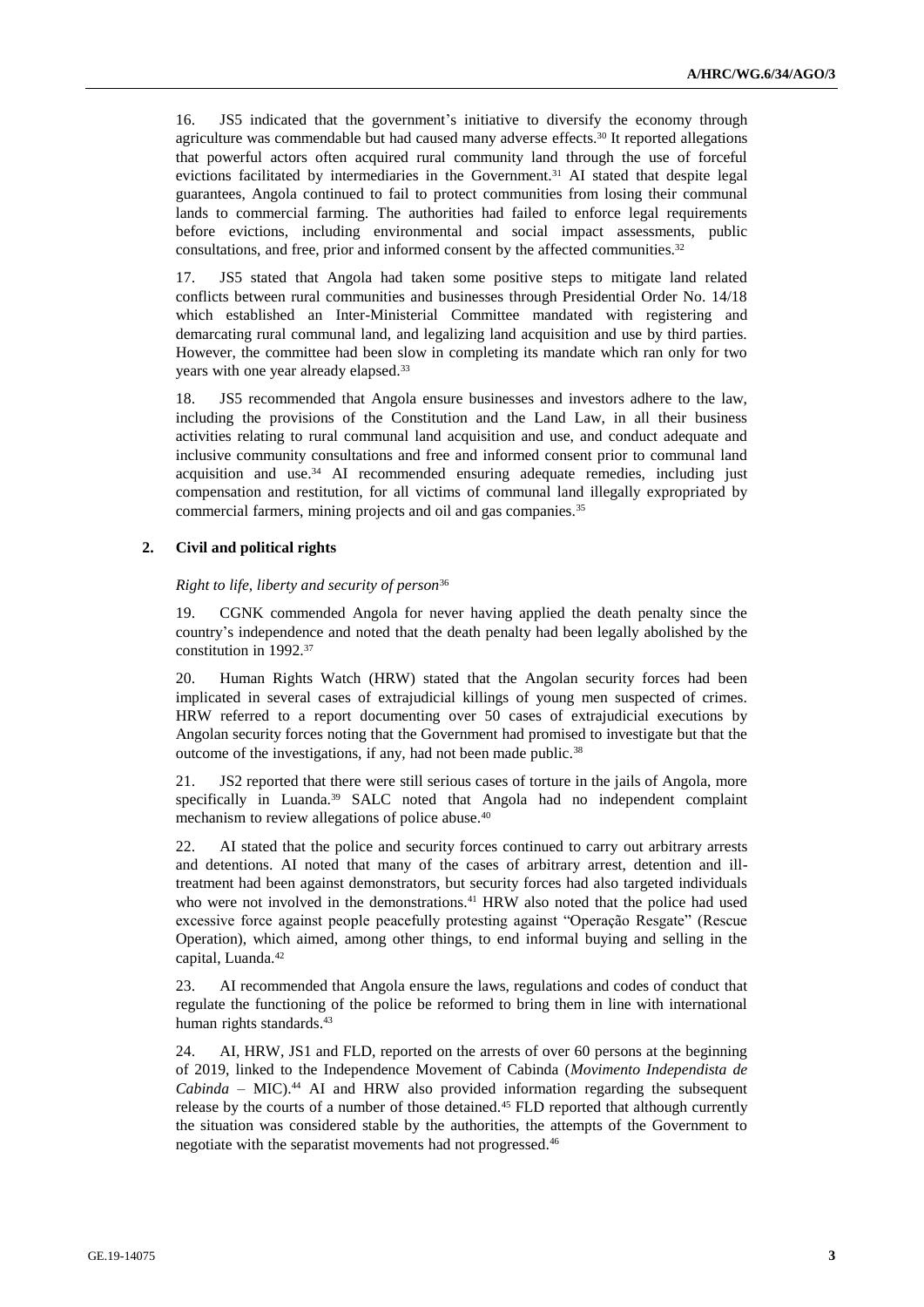16. JS5 indicated that the government's initiative to diversify the economy through agriculture was commendable but had caused many adverse effects.[30] It reported allegations that powerful actors often acquired rural community land through the use of forceful evictions facilitated by intermediaries in the Government.[31] AI stated that despite legal guarantees, Angola continued to fail to protect communities from losing their communal lands to commercial farming. The authorities had failed to enforce legal requirements before evictions, including environmental and social impact assessments, public consultations, and free, prior and informed consent by the affected communities.[32]

17. JS5 stated that Angola had taken some positive steps to mitigate land related conflicts between rural communities and businesses through Presidential Order No. 14/18 which established an Inter-Ministerial Committee mandated with registering and demarcating rural communal land, and legalizing land acquisition and use by third parties. However, the committee had been slow in completing its mandate which ran only for two years with one year already elapsed.[33]

18. JS5 recommended that Angola ensure businesses and investors adhere to the law, including the provisions of the Constitution and the Land Law, in all their business activities relating to rural communal land acquisition and use, and conduct adequate and inclusive community consultations and free and informed consent prior to communal land acquisition and use.[34] AI recommended ensuring adequate remedies, including just compensation and restitution, for all victims of communal land illegally expropriated by commercial farmers, mining projects and oil and gas companies.[35]

## 2. Civil and political rights

*Right to life, liberty and security of person*[36]

19. CGNK commended Angola for never having applied the death penalty since the country's independence and noted that the death penalty had been legally abolished by the constitution in 1992.[37]

20. Human Rights Watch (HRW) stated that the Angolan security forces had been implicated in several cases of extrajudicial killings of young men suspected of crimes. HRW referred to a report documenting over 50 cases of extrajudicial executions by Angolan security forces noting that the Government had promised to investigate but that the outcome of the investigations, if any, had not been made public.[38]

21. JS2 reported that there were still serious cases of torture in the jails of Angola, more specifically in Luanda.[39] SALC noted that Angola had no independent complaint mechanism to review allegations of police abuse.[40]

22. AI stated that the police and security forces continued to carry out arbitrary arrests and detentions. AI noted that many of the cases of arbitrary arrest, detention and ill-treatment had been against demonstrators, but security forces had also targeted individuals who were not involved in the demonstrations.[41] HRW also noted that the police had used excessive force against people peacefully protesting against "Operação Resgate" (Rescue Operation), which aimed, among other things, to end informal buying and selling in the capital, Luanda.[42]

23. AI recommended that Angola ensure the laws, regulations and codes of conduct that regulate the functioning of the police be reformed to bring them in line with international human rights standards.[43]

24. AI, HRW, JS1 and FLD, reported on the arrests of over 60 persons at the beginning of 2019, linked to the Independence Movement of Cabinda (*Movimento Independista de Cabinda* – MIC).[44] AI and HRW also provided information regarding the subsequent release by the courts of a number of those detained.[45] FLD reported that although currently the situation was considered stable by the authorities, the attempts of the Government to negotiate with the separatist movements had not progressed.[46]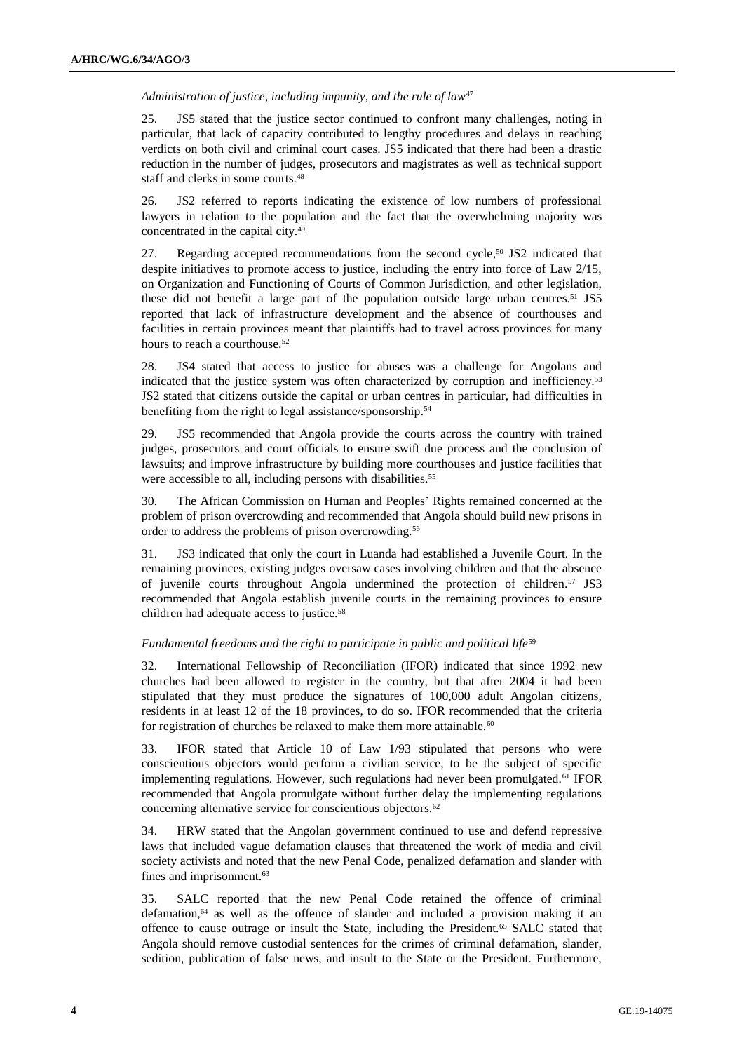*Administration of justice, including impunity, and the rule of law*[47]

25. JS5 stated that the justice sector continued to confront many challenges, noting in particular, that lack of capacity contributed to lengthy procedures and delays in reaching verdicts on both civil and criminal court cases. JS5 indicated that there had been a drastic reduction in the number of judges, prosecutors and magistrates as well as technical support staff and clerks in some courts.[48]

26. JS2 referred to reports indicating the existence of low numbers of professional lawyers in relation to the population and the fact that the overwhelming majority was concentrated in the capital city.[49]

27. Regarding accepted recommendations from the second cycle,[50] JS2 indicated that despite initiatives to promote access to justice, including the entry into force of Law 2/15, on Organization and Functioning of Courts of Common Jurisdiction, and other legislation, these did not benefit a large part of the population outside large urban centres.[51] JS5 reported that lack of infrastructure development and the absence of courthouses and facilities in certain provinces meant that plaintiffs had to travel across provinces for many hours to reach a courthouse.[52]

28. JS4 stated that access to justice for abuses was a challenge for Angolans and indicated that the justice system was often characterized by corruption and inefficiency.[53] JS2 stated that citizens outside the capital or urban centres in particular, had difficulties in benefiting from the right to legal assistance/sponsorship.[54]

29. JS5 recommended that Angola provide the courts across the country with trained judges, prosecutors and court officials to ensure swift due process and the conclusion of lawsuits; and improve infrastructure by building more courthouses and justice facilities that were accessible to all, including persons with disabilities.[55]

30. The African Commission on Human and Peoples' Rights remained concerned at the problem of prison overcrowding and recommended that Angola should build new prisons in order to address the problems of prison overcrowding.[56]

31. JS3 indicated that only the court in Luanda had established a Juvenile Court. In the remaining provinces, existing judges oversaw cases involving children and that the absence of juvenile courts throughout Angola undermined the protection of children.[57] JS3 recommended that Angola establish juvenile courts in the remaining provinces to ensure children had adequate access to justice.[58]

*Fundamental freedoms and the right to participate in public and political life*[59]

32. International Fellowship of Reconciliation (IFOR) indicated that since 1992 new churches had been allowed to register in the country, but that after 2004 it had been stipulated that they must produce the signatures of 100,000 adult Angolan citizens, residents in at least 12 of the 18 provinces, to do so. IFOR recommended that the criteria for registration of churches be relaxed to make them more attainable.[60]

33. IFOR stated that Article 10 of Law 1/93 stipulated that persons who were conscientious objectors would perform a civilian service, to be the subject of specific implementing regulations. However, such regulations had never been promulgated.[61] IFOR recommended that Angola promulgate without further delay the implementing regulations concerning alternative service for conscientious objectors.[62]

34. HRW stated that the Angolan government continued to use and defend repressive laws that included vague defamation clauses that threatened the work of media and civil society activists and noted that the new Penal Code, penalized defamation and slander with fines and imprisonment.[63]

35. SALC reported that the new Penal Code retained the offence of criminal defamation,[64] as well as the offence of slander and included a provision making it an offence to cause outrage or insult the State, including the President.[65] SALC stated that Angola should remove custodial sentences for the crimes of criminal defamation, slander, sedition, publication of false news, and insult to the State or the President. Furthermore,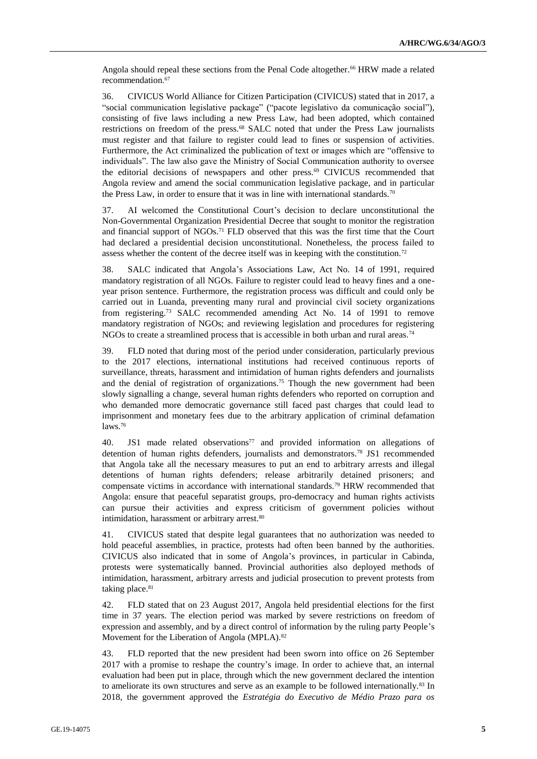Angola should repeal these sections from the Penal Code altogether.[66] HRW made a related recommendation.[67]

36. CIVICUS World Alliance for Citizen Participation (CIVICUS) stated that in 2017, a "social communication legislative package" ("pacote legislativo da comunicação social"), consisting of five laws including a new Press Law, had been adopted, which contained restrictions on freedom of the press.[68] SALC noted that under the Press Law journalists must register and that failure to register could lead to fines or suspension of activities. Furthermore, the Act criminalized the publication of text or images which are "offensive to individuals". The law also gave the Ministry of Social Communication authority to oversee the editorial decisions of newspapers and other press.[69] CIVICUS recommended that Angola review and amend the social communication legislative package, and in particular the Press Law, in order to ensure that it was in line with international standards.[70]

37. AI welcomed the Constitutional Court's decision to declare unconstitutional the Non-Governmental Organization Presidential Decree that sought to monitor the registration and financial support of NGOs.[71] FLD observed that this was the first time that the Court had declared a presidential decision unconstitutional. Nonetheless, the process failed to assess whether the content of the decree itself was in keeping with the constitution.[72]

38. SALC indicated that Angola's Associations Law, Act No. 14 of 1991, required mandatory registration of all NGOs. Failure to register could lead to heavy fines and a one-year prison sentence. Furthermore, the registration process was difficult and could only be carried out in Luanda, preventing many rural and provincial civil society organizations from registering.[73] SALC recommended amending Act No. 14 of 1991 to remove mandatory registration of NGOs; and reviewing legislation and procedures for registering NGOs to create a streamlined process that is accessible in both urban and rural areas.[74]

39. FLD noted that during most of the period under consideration, particularly previous to the 2017 elections, international institutions had received continuous reports of surveillance, threats, harassment and intimidation of human rights defenders and journalists and the denial of registration of organizations.[75] Though the new government had been slowly signalling a change, several human rights defenders who reported on corruption and who demanded more democratic governance still faced past charges that could lead to imprisonment and monetary fees due to the arbitrary application of criminal defamation laws.[76]

40. JS1 made related observations[77] and provided information on allegations of detention of human rights defenders, journalists and demonstrators.[78] JS1 recommended that Angola take all the necessary measures to put an end to arbitrary arrests and illegal detentions of human rights defenders; release arbitrarily detained prisoners; and compensate victims in accordance with international standards.[79] HRW recommended that Angola: ensure that peaceful separatist groups, pro-democracy and human rights activists can pursue their activities and express criticism of government policies without intimidation, harassment or arbitrary arrest.[80]

41. CIVICUS stated that despite legal guarantees that no authorization was needed to hold peaceful assemblies, in practice, protests had often been banned by the authorities. CIVICUS also indicated that in some of Angola's provinces, in particular in Cabinda, protests were systematically banned. Provincial authorities also deployed methods of intimidation, harassment, arbitrary arrests and judicial prosecution to prevent protests from taking place.[81]

42. FLD stated that on 23 August 2017, Angola held presidential elections for the first time in 37 years. The election period was marked by severe restrictions on freedom of expression and assembly, and by a direct control of information by the ruling party People's Movement for the Liberation of Angola (MPLA).[82]

43. FLD reported that the new president had been sworn into office on 26 September 2017 with a promise to reshape the country's image. In order to achieve that, an internal evaluation had been put in place, through which the new government declared the intention to ameliorate its own structures and serve as an example to be followed internationally.[83] In 2018, the government approved the *Estratégia do Executivo de Médio Prazo para os*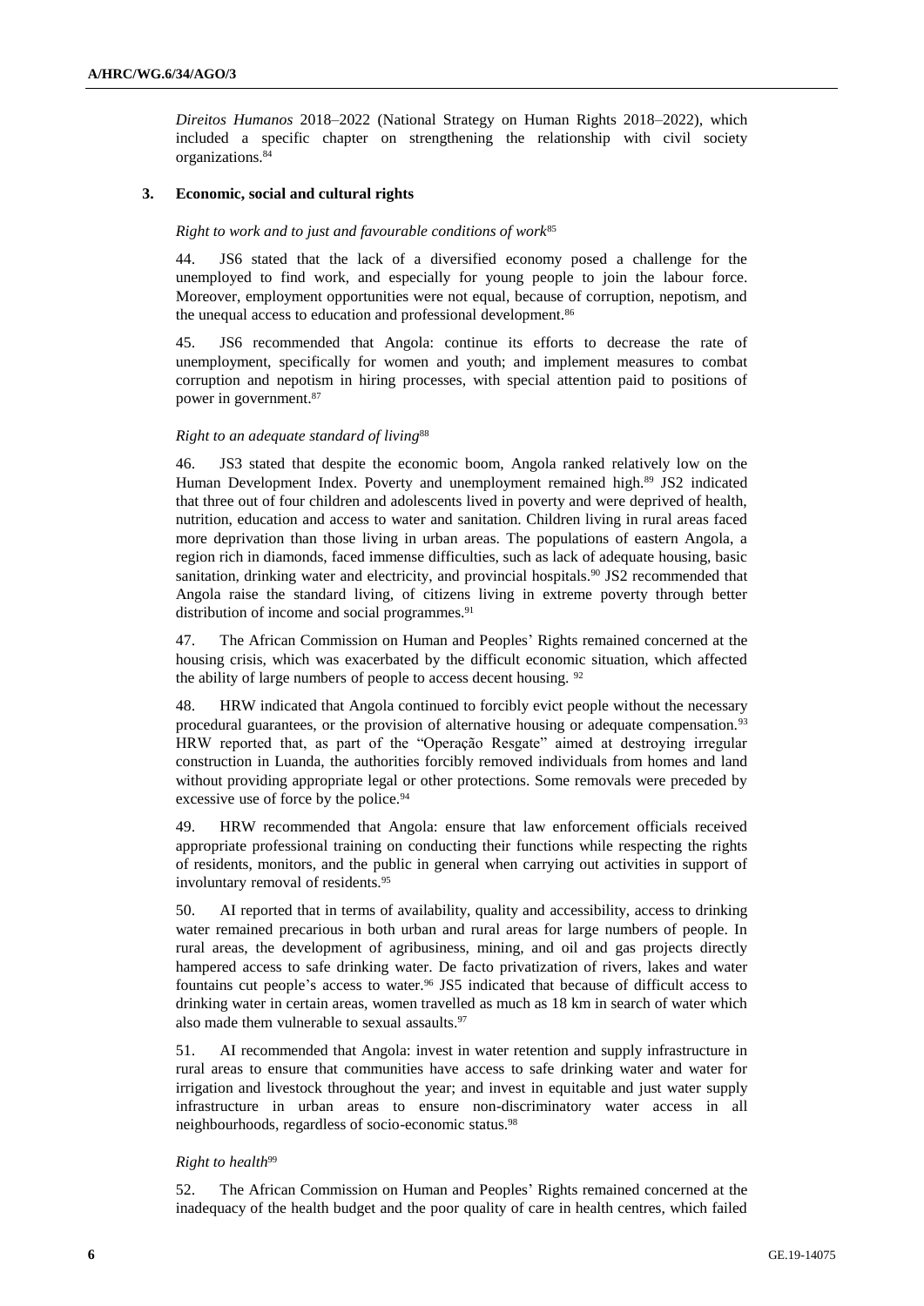*Direitos Humanos* 2018–2022 (National Strategy on Human Rights 2018–2022), which included a specific chapter on strengthening the relationship with civil society organizations.[84]

### 3. Economic, social and cultural rights

*Right to work and to just and favourable conditions of work*[85]

44. JS6 stated that the lack of a diversified economy posed a challenge for the unemployed to find work, and especially for young people to join the labour force. Moreover, employment opportunities were not equal, because of corruption, nepotism, and the unequal access to education and professional development.[86]

45. JS6 recommended that Angola: continue its efforts to decrease the rate of unemployment, specifically for women and youth; and implement measures to combat corruption and nepotism in hiring processes, with special attention paid to positions of power in government.[87]

*Right to an adequate standard of living*[88]

46. JS3 stated that despite the economic boom, Angola ranked relatively low on the Human Development Index. Poverty and unemployment remained high.[89] JS2 indicated that three out of four children and adolescents lived in poverty and were deprived of health, nutrition, education and access to water and sanitation. Children living in rural areas faced more deprivation than those living in urban areas. The populations of eastern Angola, a region rich in diamonds, faced immense difficulties, such as lack of adequate housing, basic sanitation, drinking water and electricity, and provincial hospitals.[90] JS2 recommended that Angola raise the standard living, of citizens living in extreme poverty through better distribution of income and social programmes.[91]

47. The African Commission on Human and Peoples' Rights remained concerned at the housing crisis, which was exacerbated by the difficult economic situation, which affected the ability of large numbers of people to access decent housing. [92]

48. HRW indicated that Angola continued to forcibly evict people without the necessary procedural guarantees, or the provision of alternative housing or adequate compensation.[93] HRW reported that, as part of the "Operação Resgate" aimed at destroying irregular construction in Luanda, the authorities forcibly removed individuals from homes and land without providing appropriate legal or other protections. Some removals were preceded by excessive use of force by the police.[94]

49. HRW recommended that Angola: ensure that law enforcement officials received appropriate professional training on conducting their functions while respecting the rights of residents, monitors, and the public in general when carrying out activities in support of involuntary removal of residents.[95]

50. AI reported that in terms of availability, quality and accessibility, access to drinking water remained precarious in both urban and rural areas for large numbers of people. In rural areas, the development of agribusiness, mining, and oil and gas projects directly hampered access to safe drinking water. De facto privatization of rivers, lakes and water fountains cut people's access to water.[96] JS5 indicated that because of difficult access to drinking water in certain areas, women travelled as much as 18 km in search of water which also made them vulnerable to sexual assaults.[97]

51. AI recommended that Angola: invest in water retention and supply infrastructure in rural areas to ensure that communities have access to safe drinking water and water for irrigation and livestock throughout the year; and invest in equitable and just water supply infrastructure in urban areas to ensure non-discriminatory water access in all neighbourhoods, regardless of socio-economic status.[98]

*Right to health*[99]

52. The African Commission on Human and Peoples' Rights remained concerned at the inadequacy of the health budget and the poor quality of care in health centres, which failed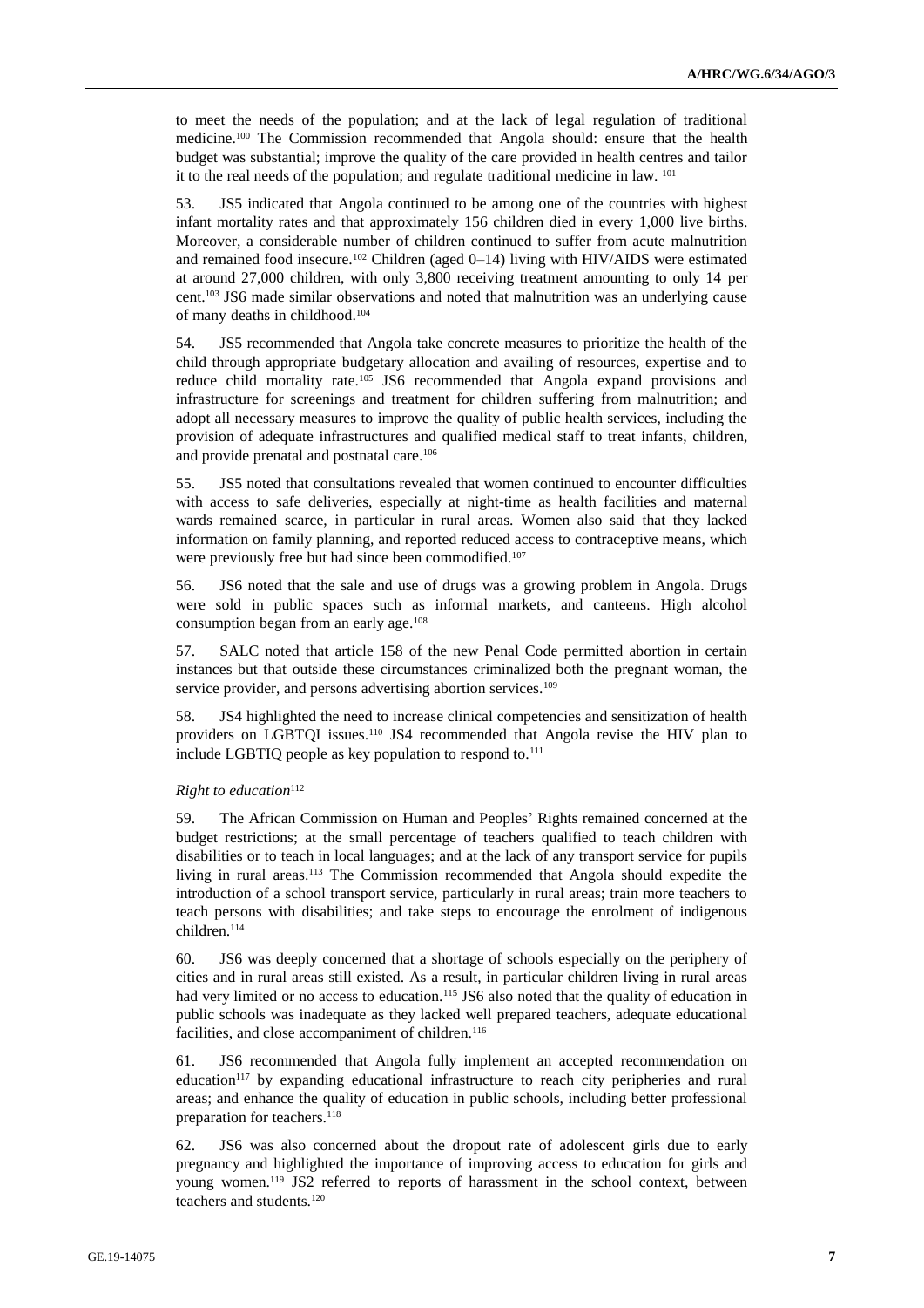to meet the needs of the population; and at the lack of legal regulation of traditional medicine.[100] The Commission recommended that Angola should: ensure that the health budget was substantial; improve the quality of the care provided in health centres and tailor it to the real needs of the population; and regulate traditional medicine in law. [101]

53. JS5 indicated that Angola continued to be among one of the countries with highest infant mortality rates and that approximately 156 children died in every 1,000 live births. Moreover, a considerable number of children continued to suffer from acute malnutrition and remained food insecure.[102] Children (aged 0–14) living with HIV/AIDS were estimated at around 27,000 children, with only 3,800 receiving treatment amounting to only 14 per cent.[103] JS6 made similar observations and noted that malnutrition was an underlying cause of many deaths in childhood.[104]

54. JS5 recommended that Angola take concrete measures to prioritize the health of the child through appropriate budgetary allocation and availing of resources, expertise and to reduce child mortality rate.[105] JS6 recommended that Angola expand provisions and infrastructure for screenings and treatment for children suffering from malnutrition; and adopt all necessary measures to improve the quality of public health services, including the provision of adequate infrastructures and qualified medical staff to treat infants, children, and provide prenatal and postnatal care.[106]

55. JS5 noted that consultations revealed that women continued to encounter difficulties with access to safe deliveries, especially at night-time as health facilities and maternal wards remained scarce, in particular in rural areas. Women also said that they lacked information on family planning, and reported reduced access to contraceptive means, which were previously free but had since been commodified.[107]

56. JS6 noted that the sale and use of drugs was a growing problem in Angola. Drugs were sold in public spaces such as informal markets, and canteens. High alcohol consumption began from an early age.[108]

57. SALC noted that article 158 of the new Penal Code permitted abortion in certain instances but that outside these circumstances criminalized both the pregnant woman, the service provider, and persons advertising abortion services.[109]

58. JS4 highlighted the need to increase clinical competencies and sensitization of health providers on LGBTQI issues.[110] JS4 recommended that Angola revise the HIV plan to include LGBTIQ people as key population to respond to.[111]

*Right to education*[112]

59. The African Commission on Human and Peoples' Rights remained concerned at the budget restrictions; at the small percentage of teachers qualified to teach children with disabilities or to teach in local languages; and at the lack of any transport service for pupils living in rural areas.[113] The Commission recommended that Angola should expedite the introduction of a school transport service, particularly in rural areas; train more teachers to teach persons with disabilities; and take steps to encourage the enrolment of indigenous children.[114]

60. JS6 was deeply concerned that a shortage of schools especially on the periphery of cities and in rural areas still existed. As a result, in particular children living in rural areas had very limited or no access to education.[115] JS6 also noted that the quality of education in public schools was inadequate as they lacked well prepared teachers, adequate educational facilities, and close accompaniment of children.[116]

61. JS6 recommended that Angola fully implement an accepted recommendation on education[117] by expanding educational infrastructure to reach city peripheries and rural areas; and enhance the quality of education in public schools, including better professional preparation for teachers.[118]

62. JS6 was also concerned about the dropout rate of adolescent girls due to early pregnancy and highlighted the importance of improving access to education for girls and young women.[119] JS2 referred to reports of harassment in the school context, between teachers and students.[120]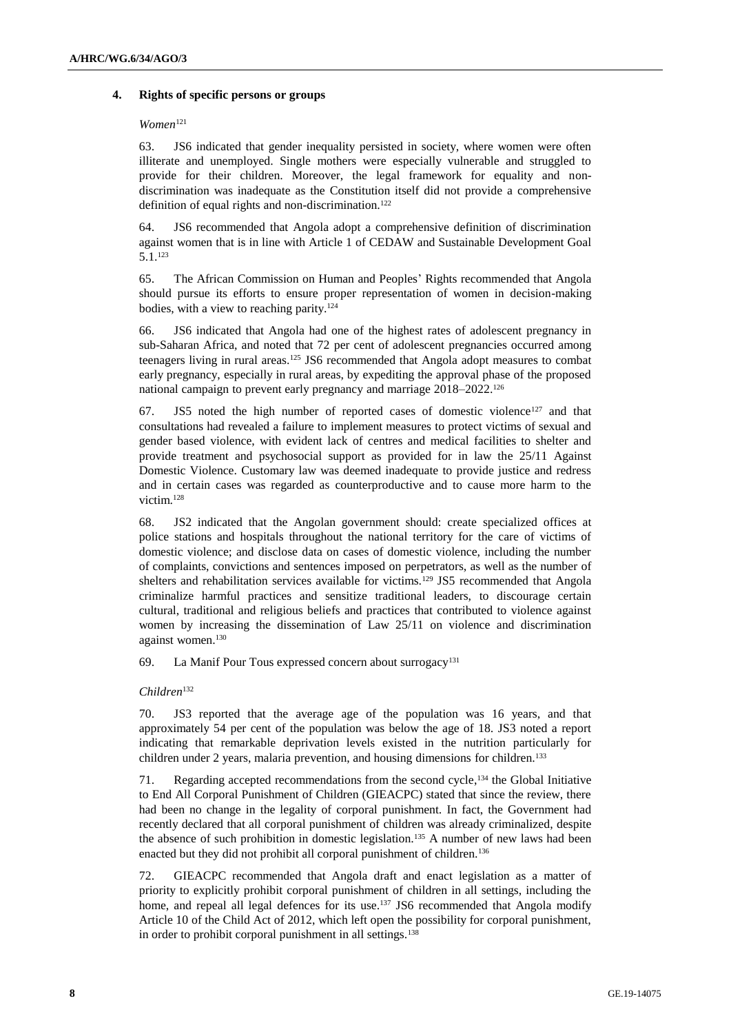### 4. Rights of specific persons or groups

*Women*[121]

63. JS6 indicated that gender inequality persisted in society, where women were often illiterate and unemployed. Single mothers were especially vulnerable and struggled to provide for their children. Moreover, the legal framework for equality and non-discrimination was inadequate as the Constitution itself did not provide a comprehensive definition of equal rights and non-discrimination.[122]

64. JS6 recommended that Angola adopt a comprehensive definition of discrimination against women that is in line with Article 1 of CEDAW and Sustainable Development Goal 5.1.[123]

65. The African Commission on Human and Peoples' Rights recommended that Angola should pursue its efforts to ensure proper representation of women in decision-making bodies, with a view to reaching parity.[124]

66. JS6 indicated that Angola had one of the highest rates of adolescent pregnancy in sub-Saharan Africa, and noted that 72 per cent of adolescent pregnancies occurred among teenagers living in rural areas.[125] JS6 recommended that Angola adopt measures to combat early pregnancy, especially in rural areas, by expediting the approval phase of the proposed national campaign to prevent early pregnancy and marriage 2018–2022.[126]

67. JS5 noted the high number of reported cases of domestic violence[127] and that consultations had revealed a failure to implement measures to protect victims of sexual and gender based violence, with evident lack of centres and medical facilities to shelter and provide treatment and psychosocial support as provided for in law the 25/11 Against Domestic Violence. Customary law was deemed inadequate to provide justice and redress and in certain cases was regarded as counterproductive and to cause more harm to the victim.[128]

68. JS2 indicated that the Angolan government should: create specialized offices at police stations and hospitals throughout the national territory for the care of victims of domestic violence; and disclose data on cases of domestic violence, including the number of complaints, convictions and sentences imposed on perpetrators, as well as the number of shelters and rehabilitation services available for victims.[129] JS5 recommended that Angola criminalize harmful practices and sensitize traditional leaders, to discourage certain cultural, traditional and religious beliefs and practices that contributed to violence against women by increasing the dissemination of Law 25/11 on violence and discrimination against women.[130]

69. La Manif Pour Tous expressed concern about surrogacy[131]

*Children*[132]

70. JS3 reported that the average age of the population was 16 years, and that approximately 54 per cent of the population was below the age of 18. JS3 noted a report indicating that remarkable deprivation levels existed in the nutrition particularly for children under 2 years, malaria prevention, and housing dimensions for children.[133]

71. Regarding accepted recommendations from the second cycle,[134] the Global Initiative to End All Corporal Punishment of Children (GIEACPC) stated that since the review, there had been no change in the legality of corporal punishment. In fact, the Government had recently declared that all corporal punishment of children was already criminalized, despite the absence of such prohibition in domestic legislation.[135] A number of new laws had been enacted but they did not prohibit all corporal punishment of children.[136]

72. GIEACPC recommended that Angola draft and enact legislation as a matter of priority to explicitly prohibit corporal punishment of children in all settings, including the home, and repeal all legal defences for its use.[137] JS6 recommended that Angola modify Article 10 of the Child Act of 2012, which left open the possibility for corporal punishment, in order to prohibit corporal punishment in all settings.[138]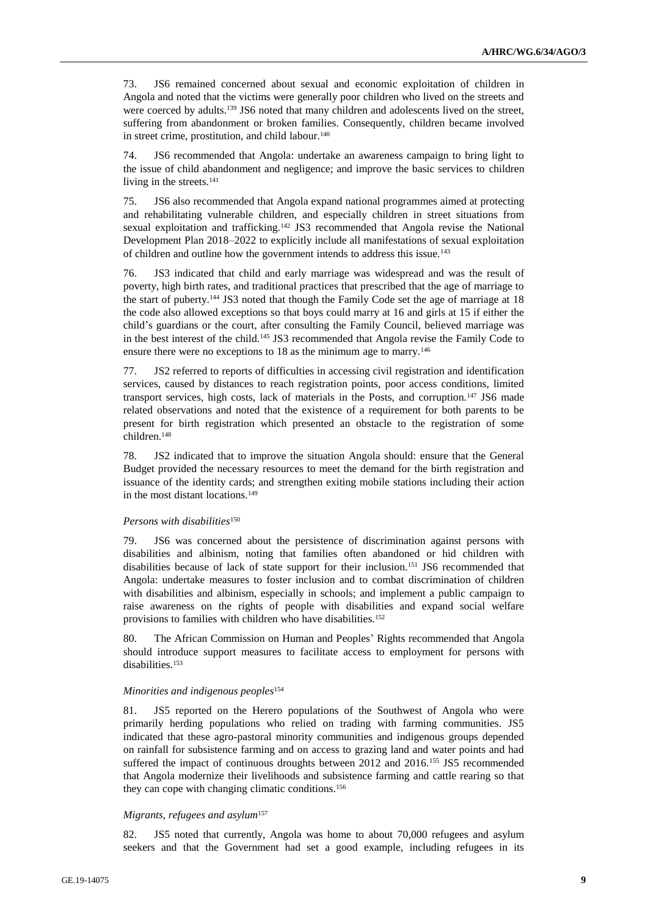73. JS6 remained concerned about sexual and economic exploitation of children in Angola and noted that the victims were generally poor children who lived on the streets and were coerced by adults.[139] JS6 noted that many children and adolescents lived on the street, suffering from abandonment or broken families. Consequently, children became involved in street crime, prostitution, and child labour.[140]

74. JS6 recommended that Angola: undertake an awareness campaign to bring light to the issue of child abandonment and negligence; and improve the basic services to children living in the streets.[141]

75. JS6 also recommended that Angola expand national programmes aimed at protecting and rehabilitating vulnerable children, and especially children in street situations from sexual exploitation and trafficking.[142] JS3 recommended that Angola revise the National Development Plan 2018–2022 to explicitly include all manifestations of sexual exploitation of children and outline how the government intends to address this issue.[143]

76. JS3 indicated that child and early marriage was widespread and was the result of poverty, high birth rates, and traditional practices that prescribed that the age of marriage to the start of puberty.[144] JS3 noted that though the Family Code set the age of marriage at 18 the code also allowed exceptions so that boys could marry at 16 and girls at 15 if either the child's guardians or the court, after consulting the Family Council, believed marriage was in the best interest of the child.[145] JS3 recommended that Angola revise the Family Code to ensure there were no exceptions to 18 as the minimum age to marry.[146]

77. JS2 referred to reports of difficulties in accessing civil registration and identification services, caused by distances to reach registration points, poor access conditions, limited transport services, high costs, lack of materials in the Posts, and corruption.[147] JS6 made related observations and noted that the existence of a requirement for both parents to be present for birth registration which presented an obstacle to the registration of some children.[148]

78. JS2 indicated that to improve the situation Angola should: ensure that the General Budget provided the necessary resources to meet the demand for the birth registration and issuance of the identity cards; and strengthen exiting mobile stations including their action in the most distant locations.[149]

#### *Persons with disabilities*[150]

79. JS6 was concerned about the persistence of discrimination against persons with disabilities and albinism, noting that families often abandoned or hid children with disabilities because of lack of state support for their inclusion.[151] JS6 recommended that Angola: undertake measures to foster inclusion and to combat discrimination of children with disabilities and albinism, especially in schools; and implement a public campaign to raise awareness on the rights of people with disabilities and expand social welfare provisions to families with children who have disabilities.[152]

80. The African Commission on Human and Peoples' Rights recommended that Angola should introduce support measures to facilitate access to employment for persons with disabilities.[153]

#### *Minorities and indigenous peoples*[154]

81. JS5 reported on the Herero populations of the Southwest of Angola who were primarily herding populations who relied on trading with farming communities. JS5 indicated that these agro-pastoral minority communities and indigenous groups depended on rainfall for subsistence farming and on access to grazing land and water points and had suffered the impact of continuous droughts between 2012 and 2016.[155] JS5 recommended that Angola modernize their livelihoods and subsistence farming and cattle rearing so that they can cope with changing climatic conditions.[156]

#### *Migrants, refugees and asylum*[157]

82. JS5 noted that currently, Angola was home to about 70,000 refugees and asylum seekers and that the Government had set a good example, including refugees in its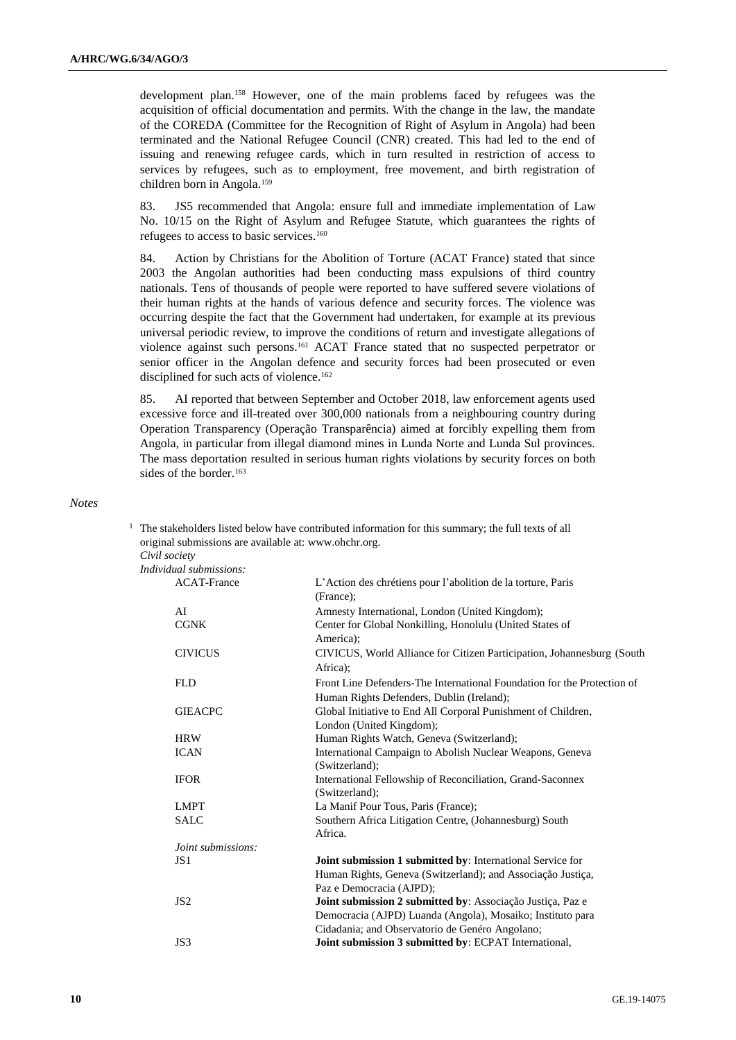development plan.[158] However, one of the main problems faced by refugees was the acquisition of official documentation and permits. With the change in the law, the mandate of the COREDA (Committee for the Recognition of Right of Asylum in Angola) had been terminated and the National Refugee Council (CNR) created. This had led to the end of issuing and renewing refugee cards, which in turn resulted in restriction of access to services by refugees, such as to employment, free movement, and birth registration of children born in Angola.[159]

83. JS5 recommended that Angola: ensure full and immediate implementation of Law No. 10/15 on the Right of Asylum and Refugee Statute, which guarantees the rights of refugees to access to basic services.[160]

84. Action by Christians for the Abolition of Torture (ACAT France) stated that since 2003 the Angolan authorities had been conducting mass expulsions of third country nationals. Tens of thousands of people were reported to have suffered severe violations of their human rights at the hands of various defence and security forces. The violence was occurring despite the fact that the Government had undertaken, for example at its previous universal periodic review, to improve the conditions of return and investigate allegations of violence against such persons.[161] ACAT France stated that no suspected perpetrator or senior officer in the Angolan defence and security forces had been prosecuted or even disciplined for such acts of violence.[162]

85. AI reported that between September and October 2018, law enforcement agents used excessive force and ill-treated over 300,000 nationals from a neighbouring country during Operation Transparency (Operação Transparência) aimed at forcibly expelling them from Angola, in particular from illegal diamond mines in Lunda Norte and Lunda Sul provinces. The mass deportation resulted in serious human rights violations by security forces on both sides of the border.[163]

*Notes*

[1] The stakeholders listed below have contributed information for this summary; the full texts of all original submissions are available at: www.ohchr.org.

*Civil society*

*Individual submissions:*

| | |
|---|---|
| ACAT-France | L'Action des chrétiens pour l'abolition de la torture, Paris (France); |
| AI | Amnesty International, London (United Kingdom); |
| CGNK | Center for Global Nonkilling, Honolulu (United States of America); |
| CIVICUS | CIVICUS, World Alliance for Citizen Participation, Johannesburg (South Africa); |
| FLD | Front Line Defenders-The International Foundation for the Protection of Human Rights Defenders, Dublin (Ireland); |
| GIEACPC | Global Initiative to End All Corporal Punishment of Children, London (United Kingdom); |
| HRW | Human Rights Watch, Geneva (Switzerland); |
| ICAN | International Campaign to Abolish Nuclear Weapons, Geneva (Switzerland); |
| IFOR | International Fellowship of Reconciliation, Grand-Saconnex (Switzerland); |
| LMPT | La Manif Pour Tous, Paris (France); |
| SALC | Southern Africa Litigation Centre, (Johannesburg) South Africa. |

*Joint submissions:*

| | |
|---|---|
| JS1 | **Joint submission 1 submitted by**: International Service for Human Rights, Geneva (Switzerland); and Associação Justiça, Paz e Democracia (AJPD); |
| JS2 | **Joint submission 2 submitted by**: Associação Justiça, Paz e Democracia (AJPD) Luanda (Angola), Mosaiko; Instituto para Cidadania; and Observatorio de Genéro Angolano; |
| JS3 | **Joint submission 3 submitted by**: ECPAT International, |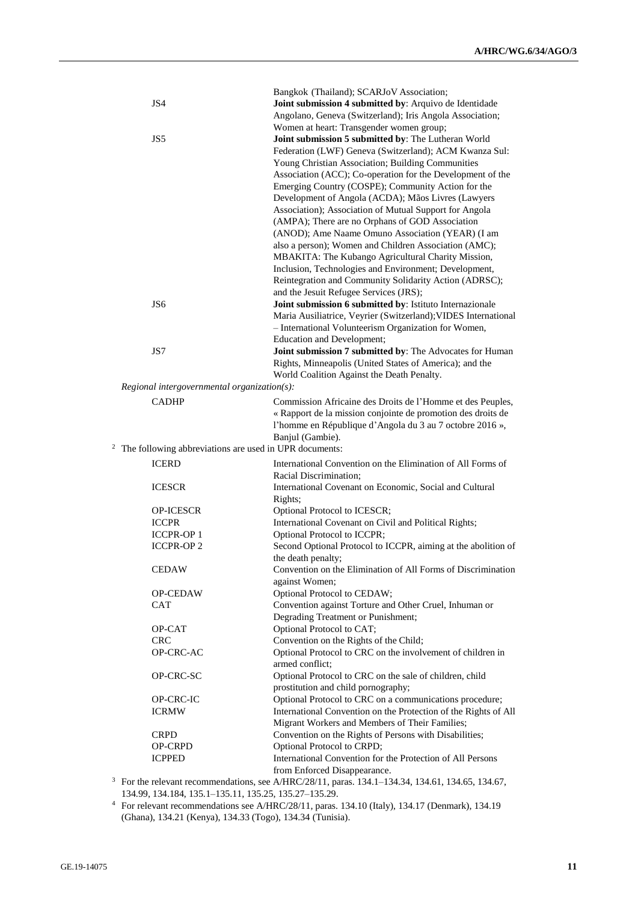| | |
|---|---|
| | Bangkok (Thailand); SCARJoV Association; |
| JS4 | **Joint submission 4 submitted by**: Arquivo de Identidade Angolano, Geneva (Switzerland); Iris Angola Association; Women at heart: Transgender women group; |
| JS5 | **Joint submission 5 submitted by**: The Lutheran World Federation (LWF) Geneva (Switzerland); ACM Kwanza Sul: Young Christian Association; Building Communities Association (ACC); Co-operation for the Development of the Emerging Country (COSPE); Community Action for the Development of Angola (ACDA); Mãos Livres (Lawyers Association); Association of Mutual Support for Angola (AMPA); There are no Orphans of GOD Association (ANOD); Ame Naame Omuno Association (YEAR) (I am also a person); Women and Children Association (AMC); MBAKITA: The Kubango Agricultural Charity Mission, Inclusion, Technologies and Environment; Development, Reintegration and Community Solidarity Action (ADRSC); and the Jesuit Refugee Services (JRS); |
| JS6 | **Joint submission 6 submitted by**: Istituto Internazionale Maria Ausiliatrice, Veyrier (Switzerland);VIDES International – International Volunteerism Organization for Women, Education and Development; |
| JS7 | **Joint submission 7 submitted by**: The Advocates for Human Rights, Minneapolis (United States of America); and the World Coalition Against the Death Penalty. |

*Regional intergovernmental organization(s):*

| | |
|---|---|
| CADHP | Commission Africaine des Droits de l'Homme et des Peuples, « Rapport de la mission conjointe de promotion des droits de l'homme en République d'Angola du 3 au 7 octobre 2016 », Banjul (Gambie). |

[2] The following abbreviations are used in UPR documents:

| | |
|---|---|
| ICERD | International Convention on the Elimination of All Forms of Racial Discrimination; |
| ICESCR | International Covenant on Economic, Social and Cultural Rights; |
| OP-ICESCR | Optional Protocol to ICESCR; |
| ICCPR | International Covenant on Civil and Political Rights; |
| ICCPR-OP 1 | Optional Protocol to ICCPR; |
| ICCPR-OP 2 | Second Optional Protocol to ICCPR, aiming at the abolition of the death penalty; |
| CEDAW | Convention on the Elimination of All Forms of Discrimination against Women; |
| OP-CEDAW | Optional Protocol to CEDAW; |
| CAT | Convention against Torture and Other Cruel, Inhuman or Degrading Treatment or Punishment; |
| OP-CAT | Optional Protocol to CAT; |
| CRC | Convention on the Rights of the Child; |
| OP-CRC-AC | Optional Protocol to CRC on the involvement of children in armed conflict; |
| OP-CRC-SC | Optional Protocol to CRC on the sale of children, child prostitution and child pornography; |
| OP-CRC-IC | Optional Protocol to CRC on a communications procedure; |
| ICRMW | International Convention on the Protection of the Rights of All Migrant Workers and Members of Their Families; |
| CRPD | Convention on the Rights of Persons with Disabilities; |
| OP-CRPD | Optional Protocol to CRPD; |
| ICPPED | International Convention for the Protection of All Persons from Enforced Disappearance. |

[3] For the relevant recommendations, see A/HRC/28/11, paras. 134.1–134.34, 134.61, 134.65, 134.67, 134.99, 134.184, 135.1–135.11, 135.25, 135.27–135.29.

[4] For relevant recommendations see A/HRC/28/11, paras. 134.10 (Italy), 134.17 (Denmark), 134.19 (Ghana), 134.21 (Kenya), 134.33 (Togo), 134.34 (Tunisia).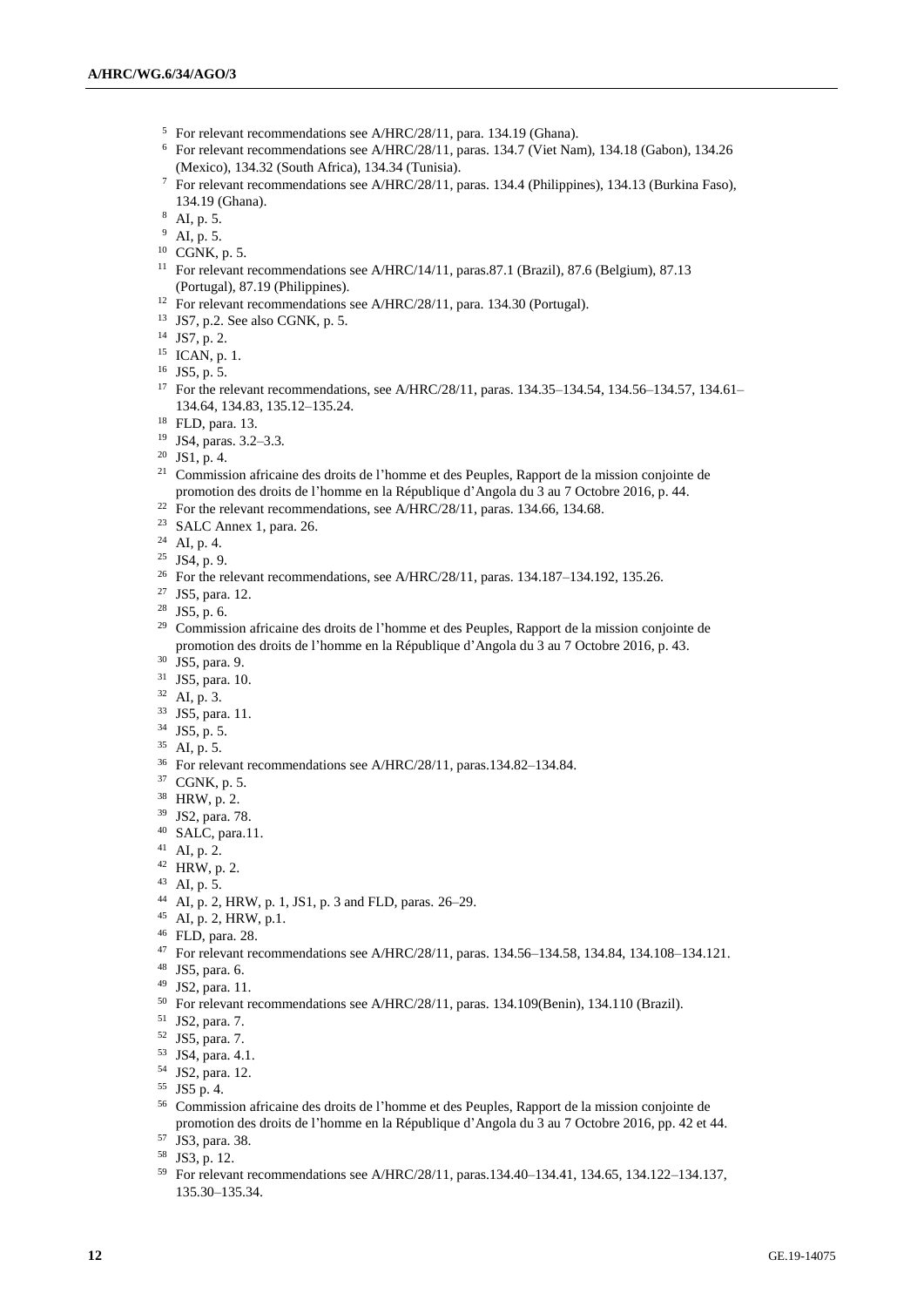[5] For relevant recommendations see A/HRC/28/11, para. 134.19 (Ghana).

[6] For relevant recommendations see A/HRC/28/11, paras. 134.7 (Viet Nam), 134.18 (Gabon), 134.26 (Mexico), 134.32 (South Africa), 134.34 (Tunisia).

[7] For relevant recommendations see A/HRC/28/11, paras. 134.4 (Philippines), 134.13 (Burkina Faso), 134.19 (Ghana).

[8] AI, p. 5.

[9] AI, p. 5.

[10] CGNK, p. 5.

[11] For relevant recommendations see A/HRC/14/11, paras.87.1 (Brazil), 87.6 (Belgium), 87.13 (Portugal), 87.19 (Philippines).

[12] For relevant recommendations see A/HRC/28/11, para. 134.30 (Portugal).

[13] JS7, p.2. See also CGNK, p. 5.

[14] JS7, p. 2.

[15] ICAN, p. 1.

[16] JS5, p. 5.

[17] For the relevant recommendations, see A/HRC/28/11, paras. 134.35–134.54, 134.56–134.57, 134.61–134.64, 134.83, 135.12–135.24.

[18] FLD, para. 13.

[19] JS4, paras. 3.2–3.3.

[20] JS1, p. 4.

[21] Commission africaine des droits de l'homme et des Peuples, Rapport de la mission conjointe de promotion des droits de l'homme en la République d'Angola du 3 au 7 Octobre 2016, p. 44.

[22] For the relevant recommendations, see A/HRC/28/11, paras. 134.66, 134.68.

[23] SALC Annex 1, para. 26.

[24] AI, p. 4.

[25] JS4, p. 9.

[26] For the relevant recommendations, see A/HRC/28/11, paras. 134.187–134.192, 135.26.

[27] JS5, para. 12.

[28] JS5, p. 6.

[29] Commission africaine des droits de l'homme et des Peuples, Rapport de la mission conjointe de promotion des droits de l'homme en la République d'Angola du 3 au 7 Octobre 2016, p. 43.

[30] JS5, para. 9.

[31] JS5, para. 10.

[32] AI, p. 3.

[33] JS5, para. 11.

[34] JS5, p. 5.

[35] AI, p. 5.

[36] For relevant recommendations see A/HRC/28/11, paras.134.82–134.84.

[37] CGNK, p. 5.

[38] HRW, p. 2.

[39] JS2, para. 78.

[40] SALC, para.11.

[41] AI, p. 2.

[42] HRW, p. 2.

[43] AI, p. 5.

[44] AI, p. 2, HRW, p. 1, JS1, p. 3 and FLD, paras. 26–29.

[45] AI, p. 2, HRW, p.1.

[46] FLD, para. 28.

[47] For relevant recommendations see A/HRC/28/11, paras. 134.56–134.58, 134.84, 134.108–134.121.

[48] JS5, para. 6.

[49] JS2, para. 11.

[50] For relevant recommendations see A/HRC/28/11, paras. 134.109(Benin), 134.110 (Brazil).

[51] JS2, para. 7.

[52] JS5, para. 7.

[53] JS4, para. 4.1.

[54] JS2, para. 12.

[55] JS5 p. 4.

[56] Commission africaine des droits de l'homme et des Peuples, Rapport de la mission conjointe de promotion des droits de l'homme en la République d'Angola du 3 au 7 Octobre 2016, pp. 42 et 44.

[57] JS3, para. 38.

[58] JS3, p. 12.

[59] For relevant recommendations see A/HRC/28/11, paras.134.40–134.41, 134.65, 134.122–134.137, 135.30–135.34.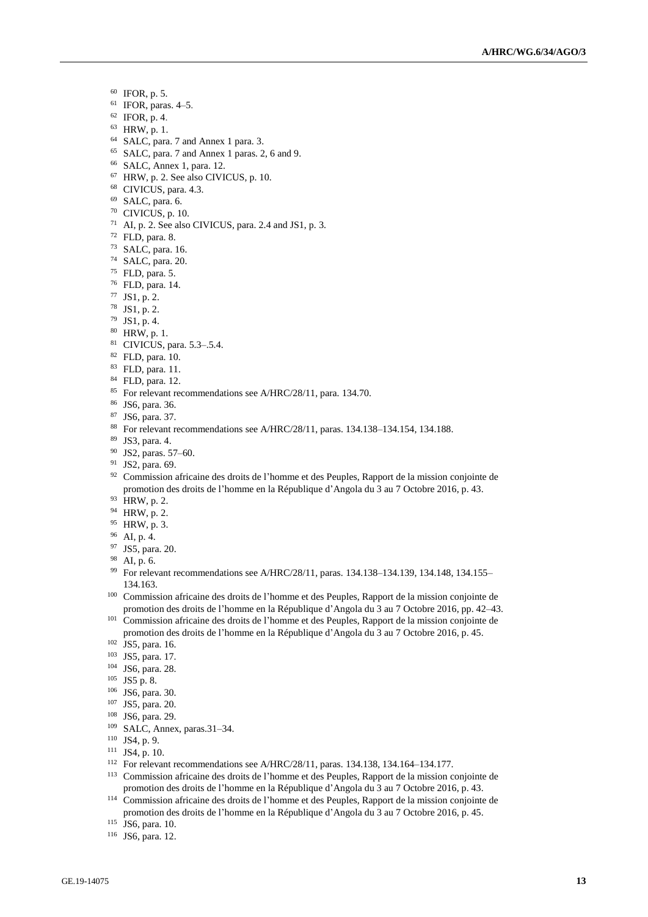[60] IFOR, p. 5.
[61] IFOR, paras. 4–5.
[62] IFOR, p. 4.
[63] HRW, p. 1.
[64] SALC, para. 7 and Annex 1 para. 3.
[65] SALC, para. 7 and Annex 1 paras. 2, 6 and 9.
[66] SALC, Annex 1, para. 12.
[67] HRW, p. 2. See also CIVICUS, p. 10.
[68] CIVICUS, para. 4.3.
[69] SALC, para. 6.
[70] CIVICUS, p. 10.
[71] AI, p. 2. See also CIVICUS, para. 2.4 and JS1, p. 3.
[72] FLD, para. 8.
[73] SALC, para. 16.
[74] SALC, para. 20.
[75] FLD, para. 5.
[76] FLD, para. 14.
[77] JS1, p. 2.
[78] JS1, p. 2.
[79] JS1, p. 4.
[80] HRW, p. 1.
[81] CIVICUS, para. 5.3–.5.4.
[82] FLD, para. 10.
[83] FLD, para. 11.
[84] FLD, para. 12.
[85] For relevant recommendations see A/HRC/28/11, para. 134.70.
[86] JS6, para. 36.
[87] JS6, para. 37.
[88] For relevant recommendations see A/HRC/28/11, paras. 134.138–134.154, 134.188.
[89] JS3, para. 4.
[90] JS2, paras. 57–60.
[91] JS2, para. 69.
[92] Commission africaine des droits de l'homme et des Peuples, Rapport de la mission conjointe de promotion des droits de l'homme en la République d'Angola du 3 au 7 Octobre 2016, p. 43.
[93] HRW, p. 2.
[94] HRW, p. 2.
[95] HRW, p. 3.
[96] AI, p. 4.
[97] JS5, para. 20.
[98] AI, p. 6.
[99] For relevant recommendations see A/HRC/28/11, paras. 134.138–134.139, 134.148, 134.155–134.163.
[100] Commission africaine des droits de l'homme et des Peuples, Rapport de la mission conjointe de promotion des droits de l'homme en la République d'Angola du 3 au 7 Octobre 2016, pp. 42–43.
[101] Commission africaine des droits de l'homme et des Peuples, Rapport de la mission conjointe de promotion des droits de l'homme en la République d'Angola du 3 au 7 Octobre 2016, p. 45.
[102] JS5, para. 16.
[103] JS5, para. 17.
[104] JS6, para. 28.
[105] JS5 p. 8.
[106] JS6, para. 30.
[107] JS5, para. 20.
[108] JS6, para. 29.
[109] SALC, Annex, paras.31–34.
[110] JS4, p. 9.
[111] JS4, p. 10.
[112] For relevant recommendations see A/HRC/28/11, paras. 134.138, 134.164–134.177.
[113] Commission africaine des droits de l'homme et des Peuples, Rapport de la mission conjointe de promotion des droits de l'homme en la République d'Angola du 3 au 7 Octobre 2016, p. 43.
[114] Commission africaine des droits de l'homme et des Peuples, Rapport de la mission conjointe de promotion des droits de l'homme en la République d'Angola du 3 au 7 Octobre 2016, p. 45.
[115] JS6, para. 10.
[116] JS6, para. 12.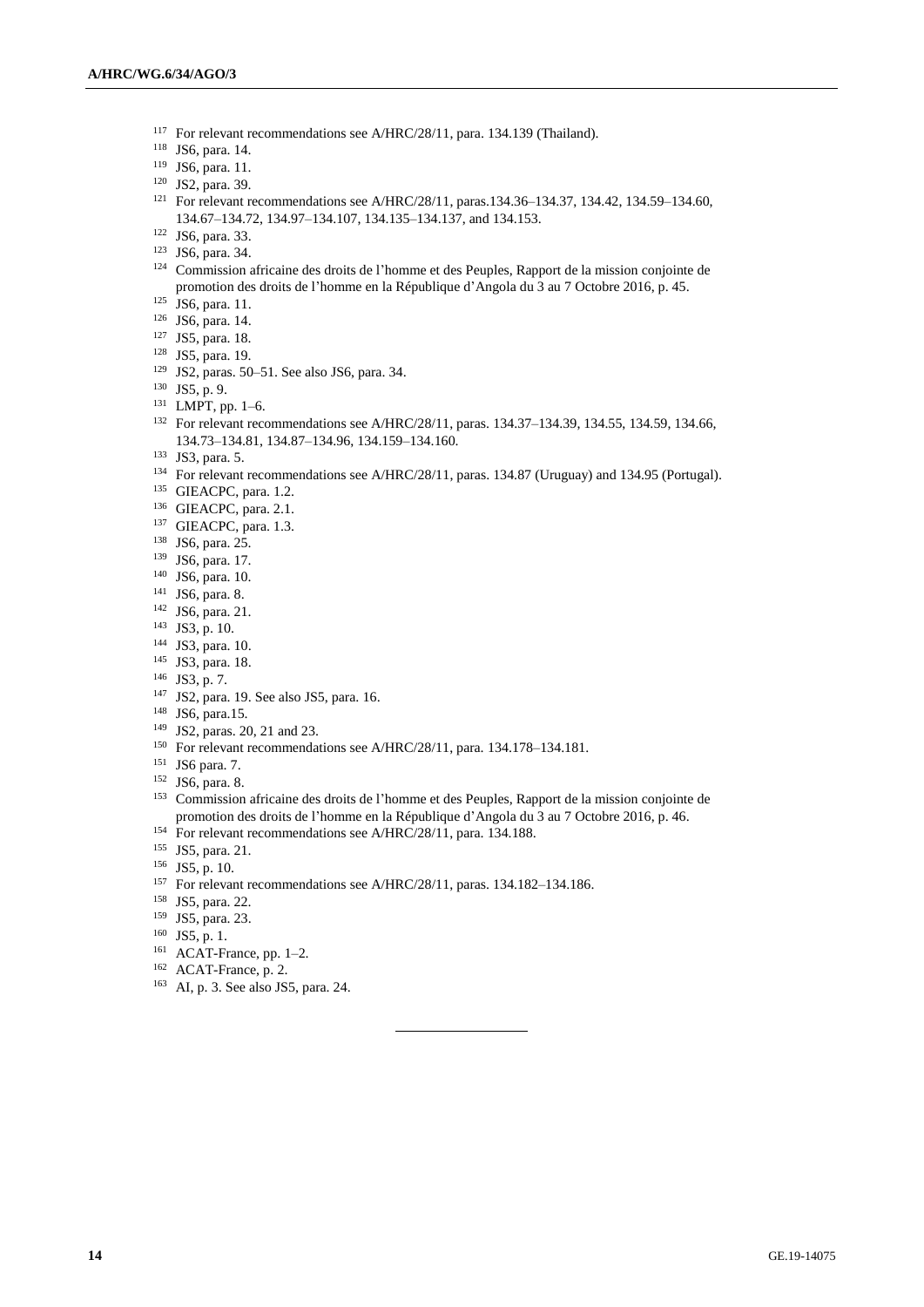[117] For relevant recommendations see A/HRC/28/11, para. 134.139 (Thailand).

[118] JS6, para. 14.

[119] JS6, para. 11.

[120] JS2, para. 39.

[121] For relevant recommendations see A/HRC/28/11, paras.134.36–134.37, 134.42, 134.59–134.60, 134.67–134.72, 134.97–134.107, 134.135–134.137, and 134.153.

[122] JS6, para. 33.

[123] JS6, para. 34.

[124] Commission africaine des droits de l'homme et des Peuples, Rapport de la mission conjointe de promotion des droits de l'homme en la République d'Angola du 3 au 7 Octobre 2016, p. 45.

[125] JS6, para. 11.

[126] JS6, para. 14.

[127] JS5, para. 18.

[128] JS5, para. 19.

[129] JS2, paras. 50–51. See also JS6, para. 34.

[130] JS5, p. 9.

[131] LMPT, pp. 1–6.

[132] For relevant recommendations see A/HRC/28/11, paras. 134.37–134.39, 134.55, 134.59, 134.66, 134.73–134.81, 134.87–134.96, 134.159–134.160.

[133] JS3, para. 5.

[134] For relevant recommendations see A/HRC/28/11, paras. 134.87 (Uruguay) and 134.95 (Portugal).

[135] GIEACPC, para. 1.2.

[136] GIEACPC, para. 2.1.

[137] GIEACPC, para. 1.3.

[138] JS6, para. 25.

[139] JS6, para. 17.

[140] JS6, para. 10.

[141] JS6, para. 8.

[142] JS6, para. 21.

[143] JS3, p. 10.

[144] JS3, para. 10.

[145] JS3, para. 18.

[146] JS3, p. 7.

[147] JS2, para. 19. See also JS5, para. 16.

[148] JS6, para.15.

[149] JS2, paras. 20, 21 and 23.

[150] For relevant recommendations see A/HRC/28/11, para. 134.178–134.181.

[151] JS6 para. 7.

[152] JS6, para. 8.

[153] Commission africaine des droits de l'homme et des Peuples, Rapport de la mission conjointe de promotion des droits de l'homme en la République d'Angola du 3 au 7 Octobre 2016, p. 46.

[154] For relevant recommendations see A/HRC/28/11, para. 134.188.

[155] JS5, para. 21.

[156] JS5, p. 10.

[157] For relevant recommendations see A/HRC/28/11, paras. 134.182–134.186.

[158] JS5, para. 22.

[159] JS5, para. 23.

[160] JS5, p. 1.

[161] ACAT-France, pp. 1–2.

[162] ACAT-France, p. 2.

[163] AI, p. 3. See also JS5, para. 24.